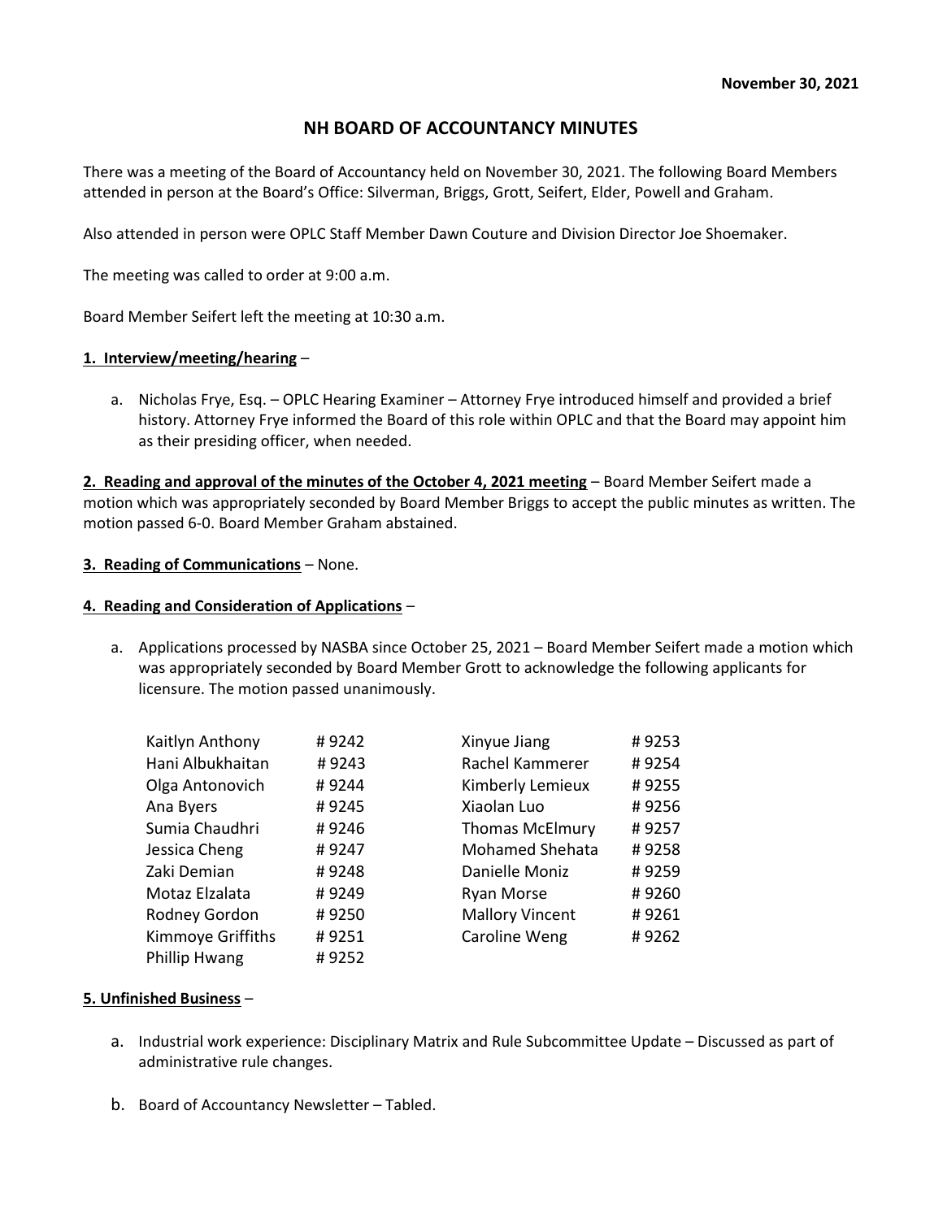**November 30, 2021**

# NH BOARD OF ACCOUNTANCY MINUTES

There was a meeting of the Board of Accountancy held on November 30, 2021. The following Board Members attended in person at the Board's Office: Silverman, Briggs, Grott, Seifert, Elder, Powell and Graham.

Also attended in person were OPLC Staff Member Dawn Couture and Division Director Joe Shoemaker.

The meeting was called to order at 9:00 a.m.

Board Member Seifert left the meeting at 10:30 a.m.

**1. Interview/meeting/hearing** –

a. Nicholas Frye, Esq. – OPLC Hearing Examiner – Attorney Frye introduced himself and provided a brief history. Attorney Frye informed the Board of this role within OPLC and that the Board may appoint him as their presiding officer, when needed.

**2. Reading and approval of the minutes of the October 4, 2021 meeting** – Board Member Seifert made a motion which was appropriately seconded by Board Member Briggs to accept the public minutes as written. The motion passed 6-0. Board Member Graham abstained.

**3. Reading of Communications** – None.

**4. Reading and Consideration of Applications** –

a. Applications processed by NASBA since October 25, 2021 – Board Member Seifert made a motion which was appropriately seconded by Board Member Grott to acknowledge the following applicants for licensure. The motion passed unanimously.

| Name | Number | Name | Number |
|---|---|---|---|
| Kaitlyn Anthony | # 9242 | Xinyue Jiang | # 9253 |
| Hani Albukhaitan | # 9243 | Rachel Kammerer | # 9254 |
| Olga Antonovich | # 9244 | Kimberly Lemieux | # 9255 |
| Ana Byers | # 9245 | Xiaolan Luo | # 9256 |
| Sumia Chaudhri | # 9246 | Thomas McElmury | # 9257 |
| Jessica Cheng | # 9247 | Mohamed Shehata | # 9258 |
| Zaki Demian | # 9248 | Danielle Moniz | # 9259 |
| Motaz Elzalata | # 9249 | Ryan Morse | # 9260 |
| Rodney Gordon | # 9250 | Mallory Vincent | # 9261 |
| Kimmoye Griffiths | # 9251 | Caroline Weng | # 9262 |
| Phillip Hwang | # 9252 | | |

**5. Unfinished Business** –

a. Industrial work experience: Disciplinary Matrix and Rule Subcommittee Update – Discussed as part of administrative rule changes.

b. Board of Accountancy Newsletter – Tabled.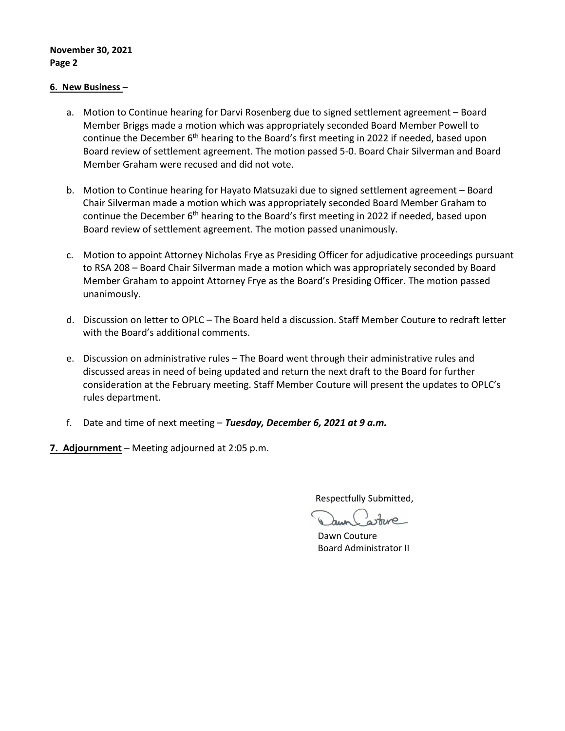**6. New Business** –

a. Motion to Continue hearing for Darvi Rosenberg due to signed settlement agreement – Board Member Briggs made a motion which was appropriately seconded Board Member Powell to continue the December 6th hearing to the Board's first meeting in 2022 if needed, based upon Board review of settlement agreement. The motion passed 5-0. Board Chair Silverman and Board Member Graham were recused and did not vote.

b. Motion to Continue hearing for Hayato Matsuzaki due to signed settlement agreement – Board Chair Silverman made a motion which was appropriately seconded Board Member Graham to continue the December 6th hearing to the Board's first meeting in 2022 if needed, based upon Board review of settlement agreement. The motion passed unanimously.

c. Motion to appoint Attorney Nicholas Frye as Presiding Officer for adjudicative proceedings pursuant to RSA 208 – Board Chair Silverman made a motion which was appropriately seconded by Board Member Graham to appoint Attorney Frye as the Board's Presiding Officer. The motion passed unanimously.

d. Discussion on letter to OPLC – The Board held a discussion. Staff Member Couture to redraft letter with the Board's additional comments.

e. Discussion on administrative rules – The Board went through their administrative rules and discussed areas in need of being updated and return the next draft to the Board for further consideration at the February meeting. Staff Member Couture will present the updates to OPLC's rules department.

f. Date and time of next meeting – ***Tuesday, December 6, 2021 at 9 a.m.***

**7. Adjournment** – Meeting adjourned at 2:05 p.m.

Respectfully Submitted,

Dawn Couture
Board Administrator II